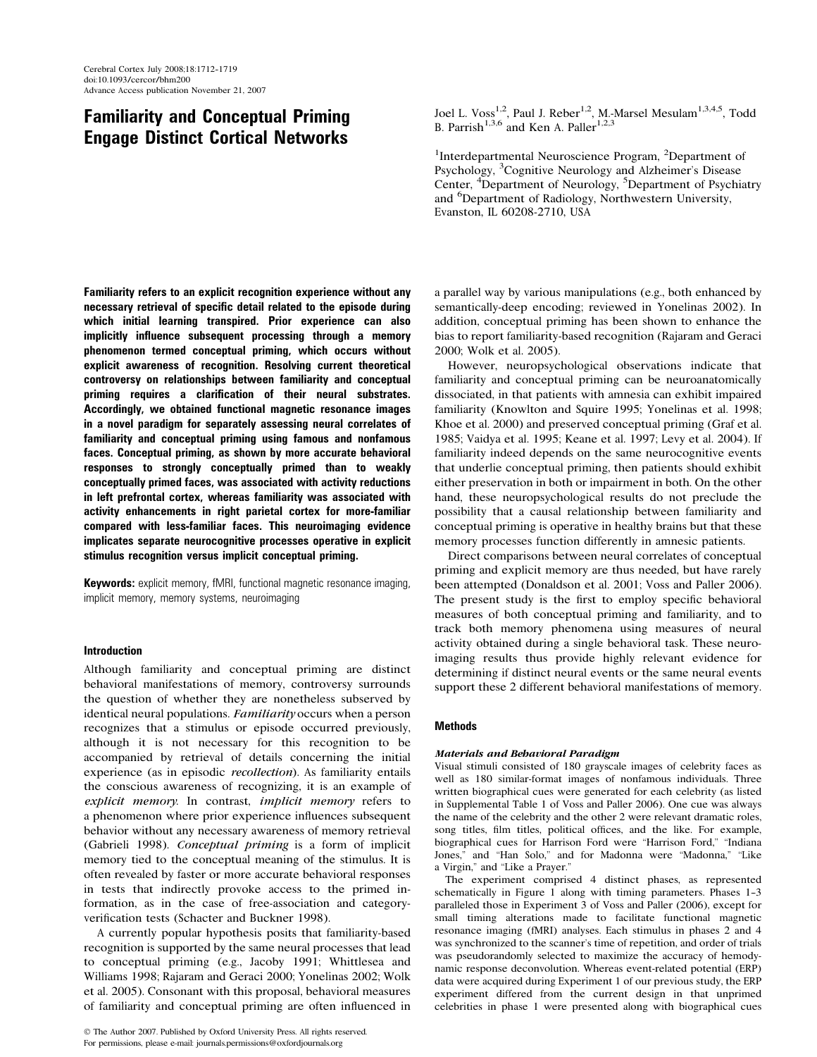# Familiarity and Conceptual Priming Engage Distinct Cortical Networks

Joel L. Voss[1,2], Paul J. Reber[1,2], M.-Marsel Mesulam[1,3,4,5], Todd B. Parrish[1,3,6] and Ken A. Paller[1,2,3]

[1]Interdepartmental Neuroscience Program, [2]Department of Psychology, [3]Cognitive Neurology and Alzheimer's Disease Center, [4]Department of Neurology, [5]Department of Psychiatry and [6]Department of Radiology, Northwestern University, Evanston, IL 60208-2710, USA

**Familiarity refers to an explicit recognition experience without any necessary retrieval of specific detail related to the episode during which initial learning transpired. Prior experience can also implicitly influence subsequent processing through a memory phenomenon termed conceptual priming, which occurs without explicit awareness of recognition. Resolving current theoretical controversy on relationships between familiarity and conceptual priming requires a clarification of their neural substrates. Accordingly, we obtained functional magnetic resonance images in a novel paradigm for separately assessing neural correlates of familiarity and conceptual priming using famous and nonfamous faces. Conceptual priming, as shown by more accurate behavioral responses to strongly conceptually primed than to weakly conceptually primed faces, was associated with activity reductions in left prefrontal cortex, whereas familiarity was associated with activity enhancements in right parietal cortex for more-familiar compared with less-familiar faces. This neuroimaging evidence implicates separate neurocognitive processes operative in explicit stimulus recognition versus implicit conceptual priming.**

**Keywords:** explicit memory, fMRI, functional magnetic resonance imaging, implicit memory, memory systems, neuroimaging

## Introduction

Although familiarity and conceptual priming are distinct behavioral manifestations of memory, controversy surrounds the question of whether they are nonetheless subserved by identical neural populations. *Familiarity* occurs when a person recognizes that a stimulus or episode occurred previously, although it is not necessary for this recognition to be accompanied by retrieval of details concerning the initial experience (as in episodic *recollection*). As familiarity entails the conscious awareness of recognizing, it is an example of *explicit memory*. In contrast, *implicit memory* refers to a phenomenon where prior experience influences subsequent behavior without any necessary awareness of memory retrieval (Gabrieli 1998). *Conceptual priming* is a form of implicit memory tied to the conceptual meaning of the stimulus. It is often revealed by faster or more accurate behavioral responses in tests that indirectly provoke access to the primed information, as in the case of free-association and category-verification tests (Schacter and Buckner 1998).

A currently popular hypothesis posits that familiarity-based recognition is supported by the same neural processes that lead to conceptual priming (e.g., Jacoby 1991; Whittlesea and Williams 1998; Rajaram and Geraci 2000; Yonelinas 2002; Wolk et al. 2005). Consonant with this proposal, behavioral measures of familiarity and conceptual priming are often influenced in a parallel way by various manipulations (e.g., both enhanced by semantically-deep encoding; reviewed in Yonelinas 2002). In addition, conceptual priming has been shown to enhance the bias to report familiarity-based recognition (Rajaram and Geraci 2000; Wolk et al. 2005).

However, neuropsychological observations indicate that familiarity and conceptual priming can be neuroanatomically dissociated, in that patients with amnesia can exhibit impaired familiarity (Knowlton and Squire 1995; Yonelinas et al. 1998; Khoe et al. 2000) and preserved conceptual priming (Graf et al. 1985; Vaidya et al. 1995; Keane et al. 1997; Levy et al. 2004). If familiarity indeed depends on the same neurocognitive events that underlie conceptual priming, then patients should exhibit either preservation in both or impairment in both. On the other hand, these neuropsychological results do not preclude the possibility that a causal relationship between familiarity and conceptual priming is operative in healthy brains but that these memory processes function differently in amnesic patients.

Direct comparisons between neural correlates of conceptual priming and explicit memory are thus needed, but have rarely been attempted (Donaldson et al. 2001; Voss and Paller 2006). The present study is the first to employ specific behavioral measures of both conceptual priming and familiarity, and to track both memory phenomena using measures of neural activity obtained during a single behavioral task. These neuroimaging results thus provide highly relevant evidence for determining if distinct neural events or the same neural events support these 2 different behavioral manifestations of memory.

## Methods

### *Materials and Behavioral Paradigm*

Visual stimuli consisted of 180 grayscale images of celebrity faces as well as 180 similar-format images of nonfamous individuals. Three written biographical cues were generated for each celebrity (as listed in Supplemental Table 1 of Voss and Paller 2006). One cue was always the name of the celebrity and the other 2 were relevant dramatic roles, song titles, film titles, political offices, and the like. For example, biographical cues for Harrison Ford were "Harrison Ford," "Indiana Jones," and "Han Solo," and for Madonna were "Madonna," "Like a Virgin," and "Like a Prayer."

The experiment comprised 4 distinct phases, as represented schematically in Figure 1 along with timing parameters. Phases 1–3 paralleled those in Experiment 3 of Voss and Paller (2006), except for small timing alterations made to facilitate functional magnetic resonance imaging (fMRI) analyses. Each stimulus in phases 2 and 4 was synchronized to the scanner's time of repetition, and order of trials was pseudorandomly selected to maximize the accuracy of hemodynamic response deconvolution. Whereas event-related potential (ERP) data were acquired during Experiment 1 of our previous study, the ERP experiment differed from the current design in that unprimed celebrities in phase 1 were presented along with biographical cues

© The Author 2007. Published by Oxford University Press. All rights reserved.
For permissions, please e-mail: journals.permissions@oxfordjournals.org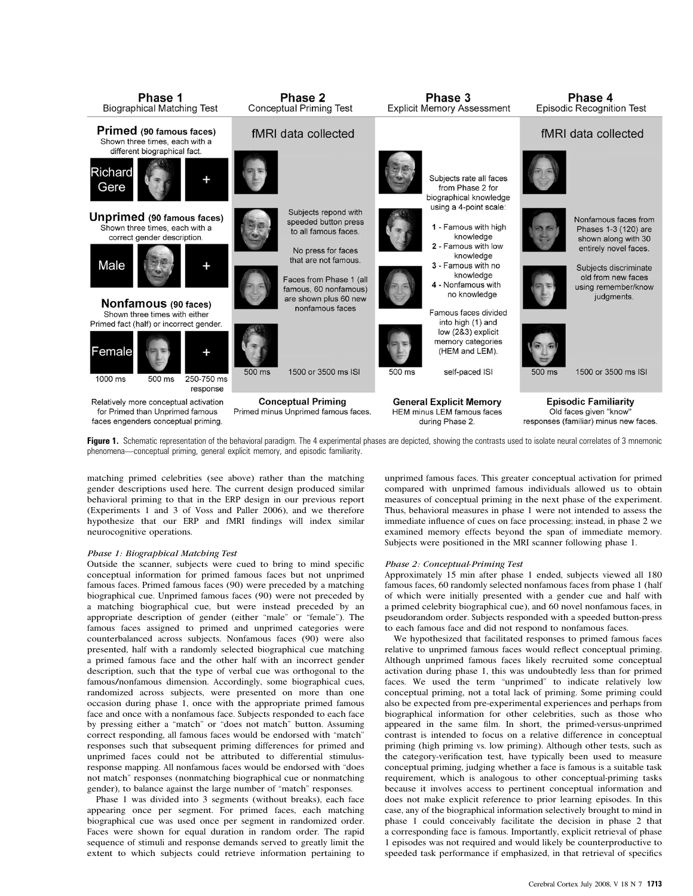**Figure 1.** Schematic representation of the behavioral paradigm. The 4 experimental phases are depicted, showing the contrasts used to isolate neural correlates of 3 mnemonic phenomena—conceptual priming, general explicit memory, and episodic familiarity.

matching primed celebrities (see above) rather than the matching gender descriptions used here. The current design produced similar behavioral priming to that in the ERP design in our previous report (Experiments 1 and 3 of Voss and Paller 2006), and we therefore hypothesize that our ERP and fMRI findings will index similar neurocognitive operations.

### *Phase 1: Biographical Matching Test*

Outside the scanner, subjects were cued to bring to mind specific conceptual information for primed famous faces but not unprimed famous faces. Primed famous faces (90) were preceded by a matching biographical cue. Unprimed famous faces (90) were not preceded by a matching biographical cue, but were instead preceded by an appropriate description of gender (either "male" or "female"). The famous faces assigned to primed and unprimed categories were counterbalanced across subjects. Nonfamous faces (90) were also presented, half with a randomly selected biographical cue matching a primed famous face and the other half with an incorrect gender description, such that the type of verbal cue was orthogonal to the famous/nonfamous dimension. Accordingly, some biographical cues, randomized across subjects, were presented on more than one occasion during phase 1, once with the appropriate primed famous face and once with a nonfamous face. Subjects responded to each face by pressing either a "match" or "does not match" button. Assuming correct responding, all famous faces would be endorsed with "match" responses such that subsequent priming differences for primed and unprimed faces could not be attributed to differential stimulus-response mapping. All nonfamous faces would be endorsed with "does not match" responses (nonmatching biographical cue or nonmatching gender), to balance against the large number of "match" responses.

Phase 1 was divided into 3 segments (without breaks), each face appearing once per segment. For primed faces, each matching biographical cue was used once per segment in randomized order. Faces were shown for equal duration in random order. The rapid sequence of stimuli and response demands served to greatly limit the extent to which subjects could retrieve information pertaining to unprimed famous faces. This greater conceptual activation for primed compared with unprimed famous individuals allowed us to obtain measures of conceptual priming in the next phase of the experiment. Thus, behavioral measures in phase 1 were not intended to assess the immediate influence of cues on face processing; instead, in phase 2 we examined memory effects beyond the span of immediate memory. Subjects were positioned in the MRI scanner following phase 1.

### *Phase 2: Conceptual-Priming Test*

Approximately 15 min after phase 1 ended, subjects viewed all 180 famous faces, 60 randomly selected nonfamous faces from phase 1 (half of which were initially presented with a gender cue and half with a primed celebrity biographical cue), and 60 novel nonfamous faces, in pseudorandom order. Subjects responded with a speeded button-press to each famous face and did not respond to nonfamous faces.

We hypothesized that facilitated responses to primed famous faces relative to unprimed famous faces would reflect conceptual priming. Although unprimed famous faces likely recruited some conceptual activation during phase 1, this was undoubtedly less than for primed faces. We used the term "unprimed" to indicate relatively low conceptual priming, not a total lack of priming. Some priming could also be expected from pre-experimental experiences and perhaps from biographical information for other celebrities, such as those who appeared in the same film. In short, the primed-versus-unprimed contrast is intended to focus on a relative difference in conceptual priming (high priming vs. low priming). Although other tests, such as the category-verification test, have typically been used to measure conceptual priming, judging whether a face is famous is a suitable task requirement, which is analogous to other conceptual-priming tasks because it involves access to pertinent conceptual information and does not make explicit reference to prior learning episodes. In this case, any of the biographical information selectively brought to mind in phase 1 could conceivably facilitate the decision in phase 2 that a corresponding face is famous. Importantly, explicit retrieval of phase 1 episodes was not required and would likely be counterproductive to speeded task performance if emphasized, in that retrieval of specifics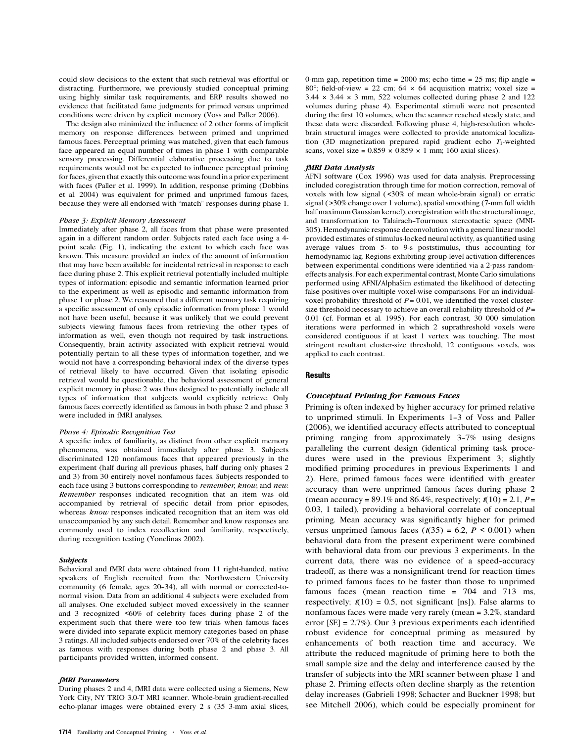could slow decisions to the extent that such retrieval was effortful or distracting. Furthermore, we previously studied conceptual priming using highly similar task requirements, and ERP results showed no evidence that facilitated fame judgments for primed versus unprimed conditions were driven by explicit memory (Voss and Paller 2006).

The design also minimized the influence of 2 other forms of implicit memory on response differences between primed and unprimed famous faces. Perceptual priming was matched, given that each famous face appeared an equal number of times in phase 1 with comparable sensory processing. Differential elaborative processing due to task requirements would not be expected to influence perceptual priming for faces, given that exactly this outcome was found in a prior experiment with faces (Paller et al. 1999). In addition, response priming (Dobbins et al. 2004) was equivalent for primed and unprimed famous faces, because they were all endorsed with "match" responses during phase 1.

#### *Phase 3: Explicit Memory Assessment*

Immediately after phase 2, all faces from that phase were presented again in a different random order. Subjects rated each face using a 4-point scale (Fig. 1), indicating the extent to which each face was known. This measure provided an index of the amount of information that may have been available for incidental retrieval in response to each face during phase 2. This explicit retrieval potentially included multiple types of information: episodic and semantic information learned prior to the experiment as well as episodic and semantic information from phase 1 or phase 2. We reasoned that a different memory task requiring a specific assessment of only episodic information from phase 1 would not have been useful, because it was unlikely that we could prevent subjects viewing famous faces from retrieving the other types of information as well, even though not required by task instructions. Consequently, brain activity associated with explicit retrieval would potentially pertain to all these types of information together, and we would not have a corresponding behavioral index of the diverse types of retrieval likely to have occurred. Given that isolating episodic retrieval would be questionable, the behavioral assessment of general explicit memory in phase 2 was thus designed to potentially include all types of information that subjects would explicitly retrieve. Only famous faces correctly identified as famous in both phase 2 and phase 3 were included in fMRI analyses.

#### *Phase 4: Episodic Recognition Test*

A specific index of familiarity, as distinct from other explicit memory phenomena, was obtained immediately after phase 3. Subjects discriminated 120 nonfamous faces that appeared previously in the experiment (half during all previous phases, half during only phases 2 and 3) from 30 entirely novel nonfamous faces. Subjects responded to each face using 3 buttons corresponding to *remember*, *know*, and *new*. *Remember* responses indicated recognition that an item was old accompanied by retrieval of specific detail from prior episodes, whereas *know* responses indicated recognition that an item was old unaccompanied by any such detail. Remember and know responses are commonly used to index recollection and familiarity, respectively, during recognition testing (Yonelinas 2002).

#### *Subjects*

Behavioral and fMRI data were obtained from 11 right-handed, native speakers of English recruited from the Northwestern University community (6 female, ages 20–34), all with normal or corrected-to-normal vision. Data from an additional 4 subjects were excluded from all analyses. One excluded subject moved excessively in the scanner and 3 recognized <60% of celebrity faces during phase 2 of the experiment such that there were too few trials when famous faces were divided into separate explicit memory categories based on phase 3 ratings. All included subjects endorsed over 70% of the celebrity faces as famous with responses during both phase 2 and phase 3. All participants provided written, informed consent.

#### *fMRI Parameters*

During phases 2 and 4, fMRI data were collected using a Siemens, New York City, NY TRIO 3.0-T MRI scanner. Whole-brain gradient-recalled echo-planar images were obtained every 2 s (35 3-mm axial slices, 0-mm gap, repetition time = 2000 ms; echo time = 25 ms; flip angle = 80°; field-of-view = 22 cm; 64 × 64 acquisition matrix; voxel size = 3.44 × 3.44 × 3 mm, 522 volumes collected during phase 2 and 122 volumes during phase 4). Experimental stimuli were not presented during the first 10 volumes, when the scanner reached steady state, and these data were discarded. Following phase 4, high-resolution whole-brain structural images were collected to provide anatomical localization (3D magnetization prepared rapid gradient echo $T_1$-weighted scans, voxel size = 0.859 × 0.859 × 1 mm; 160 axial slices).

#### *fMRI Data Analysis*

AFNI software (Cox 1996) was used for data analysis. Preprocessing included coregistration through time for motion correction, removal of voxels with low signal (<30% of mean whole-brain signal) or erratic signal (>30% change over 1 volume), spatial smoothing (7-mm full width half maximum Gaussian kernel), coregistration with the structural image, and transformation to Talairach–Tournoux stereotactic space (MNI-305). Hemodynamic response deconvolution with a general linear model provided estimates of stimulus-locked neural activity, as quantified using average values from 5- to 9-s poststimulus, thus accounting for hemodynamic lag. Regions exhibiting group-level activation differences between experimental conditions were identified via a 2-pass random-effects analysis. For each experimental contrast, Monte Carlo simulations performed using AFNI/AlphaSim estimated the likelihood of detecting false positives over multiple voxel-wise comparisons. For an individual-voxel probability threshold of $P = 0.01$, we identified the voxel cluster-size threshold necessary to achieve an overall reliability threshold of $P = 0.01$ (cf. Forman et al. 1995). For each contrast, 30 000 simulation iterations were performed in which 2 suprathreshold voxels were considered contiguous if at least 1 vertex was touching. The most stringent resultant cluster-size threshold, 12 contiguous voxels, was applied to each contrast.

## Results

### *Conceptual Priming for Famous Faces*

Priming is often indexed by higher accuracy for primed relative to unprimed stimuli. In Experiments 1–3 of Voss and Paller (2006), we identified accuracy effects attributed to conceptual priming ranging from approximately 3–7% using designs paralleling the current design (identical priming task procedures were used in the previous Experiment 3; slightly modified priming procedures in previous Experiments 1 and 2). Here, primed famous faces were identified with greater accuracy than were unprimed famous faces during phase 2 (mean accuracy = 89.1% and 86.4%, respectively; $t(10) = 2.1$, $P = 0.03$, 1 tailed), providing a behavioral correlate of conceptual priming. Mean accuracy was significantly higher for primed versus unprimed famous faces ($t(35) = 6.2$, $P < 0.001$) when behavioral data from the present experiment were combined with behavioral data from our previous 3 experiments. In the current data, there was no evidence of a speed–accuracy tradeoff, as there was a nonsignificant trend for reaction times to primed famous faces to be faster than those to unprimed famous faces (mean reaction time = 704 and 713 ms, respectively; $t(10) = 0.5$, not significant [ns]). False alarms to nonfamous faces were made very rarely (mean = 3.2%, standard error [SE] = 2.7%). Our 3 previous experiments each identified robust evidence for conceptual priming as measured by enhancements of both reaction time and accuracy. We attribute the reduced magnitude of priming here to both the small sample size and the delay and interference caused by the transfer of subjects into the MRI scanner between phase 1 and phase 2. Priming effects often decline sharply as the retention delay increases (Gabrieli 1998; Schacter and Buckner 1998; but see Mitchell 2006), which could be especially prominent for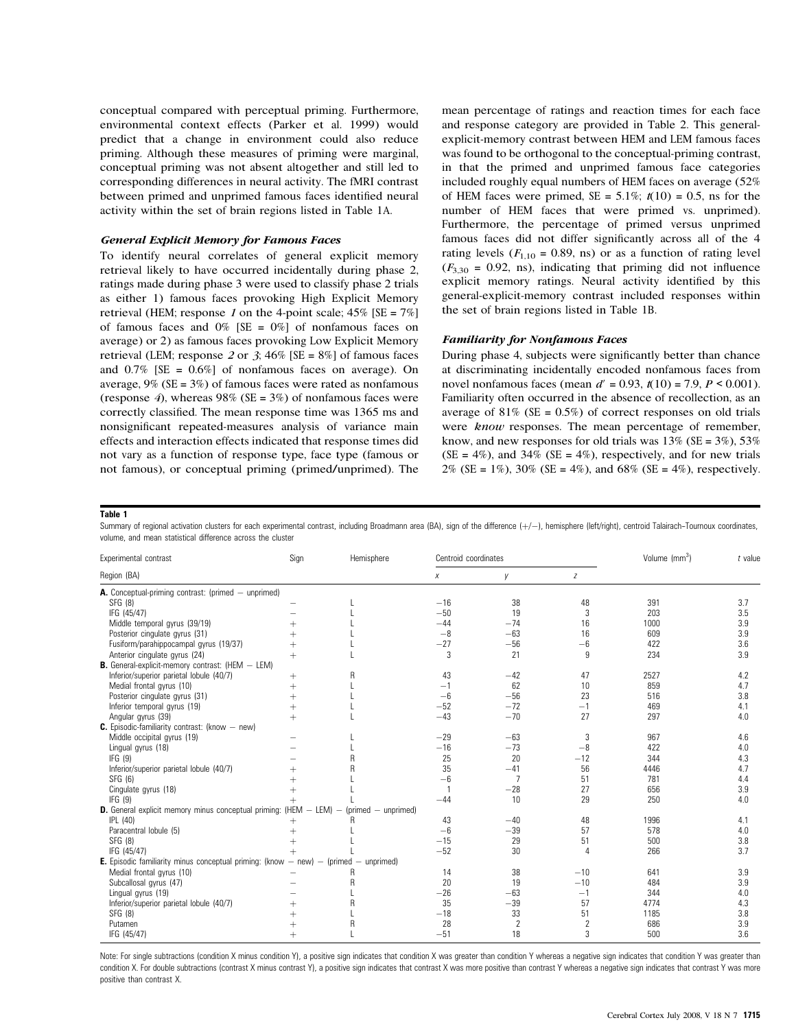conceptual compared with perceptual priming. Furthermore, environmental context effects (Parker et al. 1999) would predict that a change in environment could also reduce priming. Although these measures of priming were marginal, conceptual priming was not absent altogether and still led to corresponding differences in neural activity. The fMRI contrast between primed and unprimed famous faces identified neural activity within the set of brain regions listed in Table 1A.

### General Explicit Memory for Famous Faces

To identify neural correlates of general explicit memory retrieval likely to have occurred incidentally during phase 2, ratings made during phase 3 were used to classify phase 2 trials as either 1) famous faces provoking High Explicit Memory retrieval (HEM; response *1* on the 4-point scale; 45% [SE = 7%] of famous faces and 0% [SE = 0%] of nonfamous faces on average) or 2) as famous faces provoking Low Explicit Memory retrieval (LEM; response *2* or *3*; 46% [SE = 8%] of famous faces and 0.7% [SE = 0.6%] of nonfamous faces on average). On average, 9% (SE = 3%) of famous faces were rated as nonfamous (response *4*), whereas 98% (SE = 3%) of nonfamous faces were correctly classified. The mean response time was 1365 ms and nonsignificant repeated-measures analysis of variance main effects and interaction effects indicated that response times did not vary as a function of response type, face type (famous or not famous), or conceptual priming (primed/unprimed). The mean percentage of ratings and reaction times for each face and response category are provided in Table 2. This general-explicit-memory contrast between HEM and LEM famous faces was found to be orthogonal to the conceptual-priming contrast, in that the primed and unprimed famous face categories included roughly equal numbers of HEM faces on average (52% of HEM faces were primed, SE = 5.1%; $t(10) = 0.5$, ns for the number of HEM faces that were primed vs. unprimed). Furthermore, the percentage of primed versus unprimed famous faces did not differ significantly across all of the 4 rating levels ($F_{1,10} = 0.89$, ns) or as a function of rating level ($F_{3,30} = 0.92$, ns), indicating that priming did not influence explicit memory ratings. Neural activity identified by this general-explicit-memory contrast included responses within the set of brain regions listed in Table 1B.

### Familiarity for Nonfamous Faces

During phase 4, subjects were significantly better than chance at discriminating incidentally encoded nonfamous faces from novel nonfamous faces (mean $d' = 0.93$, $t(10) = 7.9$, $P < 0.001$). Familiarity often occurred in the absence of recollection, as an average of 81% (SE = 0.5%) of correct responses on old trials were *know* responses. The mean percentage of remember, know, and new responses for old trials was 13% (SE = 3%), 53% (SE = 4%), and 34% (SE = 4%), respectively, and for new trials 2% (SE = 1%), 30% (SE = 4%), and 68% (SE = 4%), respectively.

**Table 1**

Summary of regional activation clusters for each experimental contrast, including Broadmann area (BA), sign of the difference (+/−), hemisphere (left/right), centroid Talairach–Tournoux coordinates, volume, and mean statistical difference across the cluster

| Experimental contrast | Sign | Hemisphere | Centroid coordinates | | | Volume (mm³) | *t* value |
|---|---|---|---|---|---|---|---|
| Region (BA) | | | *x* | *y* | *z* | | |
| **A.** Conceptual-priming contrast: (primed − unprimed) | | | | | | | |
| SFG (8) | − | L | −16 | 38 | 48 | 391 | 3.7 |
| IFG (45/47) | − | L | −50 | 19 | 3 | 203 | 3.5 |
| Middle temporal gyrus (39/19) | + | L | −44 | −74 | 16 | 1000 | 3.9 |
| Posterior cingulate gyrus (31) | + | L | −8 | −63 | 16 | 609 | 3.9 |
| Fusiform/parahippocampal gyrus (19/37) | + | L | −27 | −56 | −6 | 422 | 3.6 |
| Anterior cingulate gyrus (24) | + | L | 3 | 21 | 9 | 234 | 3.9 |
| **B.** General-explicit-memory contrast: (HEM − LEM) | | | | | | | |
| Inferior/superior parietal lobule (40/7) | + | R | 43 | −42 | 47 | 2527 | 4.2 |
| Medial frontal gyrus (10) | + | L | −1 | 62 | 10 | 859 | 4.7 |
| Posterior cingulate gyrus (31) | + | L | −6 | −56 | 23 | 516 | 3.8 |
| Inferior temporal gyrus (19) | + | L | −52 | −72 | −1 | 469 | 4.1 |
| Angular gyrus (39) | + | L | −43 | −70 | 27 | 297 | 4.0 |
| **C.** Episodic-familiarity contrast: (know − new) | | | | | | | |
| Middle occipital gyrus (19) | − | L | −29 | −63 | 3 | 967 | 4.6 |
| Lingual gyrus (18) | − | L | −16 | −73 | −8 | 422 | 4.0 |
| IFG (9) | − | R | 25 | 20 | −12 | 344 | 4.3 |
| Inferior/superior parietal lobule (40/7) | + | R | 35 | −41 | 56 | 4446 | 4.7 |
| SFG (6) | + | L | −6 | 7 | 51 | 781 | 4.4 |
| Cingulate gyrus (18) | + | L | 1 | −28 | 27 | 656 | 3.9 |
| IFG (9) | + | L | −44 | 10 | 29 | 250 | 4.0 |
| **D.** General explicit memory minus conceptual priming: (HEM − LEM) − (primed − unprimed) | | | | | | | |
| IPL (40) | + | R | 43 | −40 | 48 | 1996 | 4.1 |
| Paracentral lobule (5) | + | L | −6 | −39 | 57 | 578 | 4.0 |
| SFG (8) | + | L | −15 | 29 | 51 | 500 | 3.8 |
| IFG (45/47) | + | L | −52 | 30 | 4 | 266 | 3.7 |
| **E.** Episodic familiarity minus conceptual priming: (know − new) − (primed − unprimed) | | | | | | | |
| Medial frontal gyrus (10) | − | R | 14 | 38 | −10 | 641 | 3.9 |
| Subcallosal gyrus (47) | − | R | 20 | 19 | −10 | 484 | 3.9 |
| Lingual gyrus (19) | − | L | −26 | −63 | −1 | 344 | 4.0 |
| Inferior/superior parietal lobule (40/7) | + | R | 35 | −39 | 57 | 4774 | 4.3 |
| SFG (8) | + | L | −18 | 33 | 51 | 1185 | 3.8 |
| Putamen | + | R | 28 | 2 | 2 | 686 | 3.9 |
| IFG (45/47) | + | L | −51 | 18 | 3 | 500 | 3.6 |

Note: For single subtractions (condition X minus condition Y), a positive sign indicates that condition X was greater than condition Y whereas a negative sign indicates that condition Y was greater than condition X. For double subtractions (contrast X minus contrast Y), a positive sign indicates that contrast X was more positive than contrast Y whereas a negative sign indicates that contrast Y was more positive than contrast X.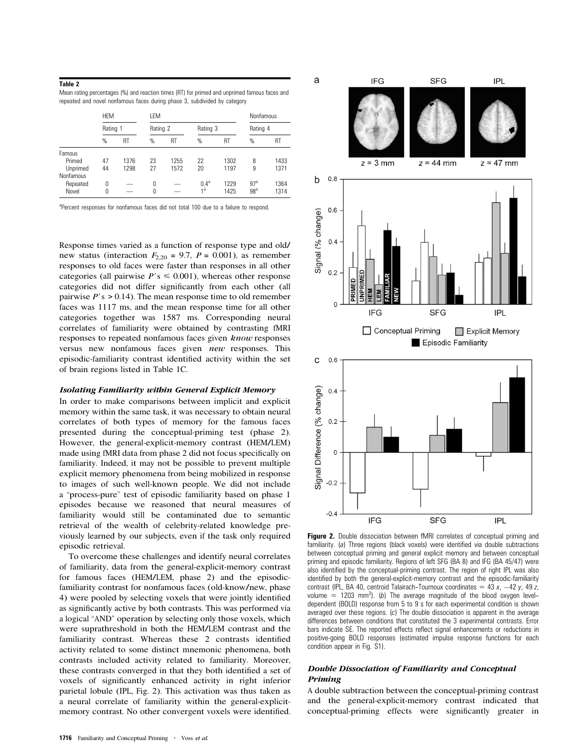**Table 2**

Mean rating percentages (%) and reaction times (RT) for primed and unprimed famous faces and repeated and novel nonfamous faces during phase 3, subdivided by category

| | HEM | | LEM | | | | Nonfamous | |
|---|---|---|---|---|---|---|---|---|
| | Rating 1 | | Rating 2 | | Rating 3 | | Rating 4 | |
| | % | RT | % | RT | % | RT | % | RT |
| Famous | | | | | | | | |
| Primed | 47 | 1376 | 23 | 1255 | 22 | 1302 | 8 | 1433 |
| Unprimed | 44 | 1298 | 27 | 1572 | 20 | 1197 | 9 | 1371 |
| Nonfamous | | | | | | | | |
| Repeated | 0 | — | 0 | — | 0.4[a] | 1229 | 97[a] | 1364 |
| Novel | 0 | — | 0 | — | 1[a] | 1425 | 98[a] | 1314 |

[a]Percent responses for nonfamous faces did not total 100 due to a failure to respond.

Response times varied as a function of response type and old/new status (interaction $F_{2,20} = 9.7$, $P = 0.001$), as remember responses to old faces were faster than responses in all other categories (all pairwise $P$'s $\leq 0.001$), whereas other response categories did not differ significantly from each other (all pairwise $P$'s $> 0.14$). The mean response time to old remember faces was 1117 ms, and the mean response time for all other categories together was 1587 ms. Corresponding neural correlates of familiarity were obtained by contrasting fMRI responses to repeated nonfamous faces given *know* responses versus new nonfamous faces given *new* responses. This episodic-familiarity contrast identified activity within the set of brain regions listed in Table 1C.

### Isolating Familiarity within General Explicit Memory

In order to make comparisons between implicit and explicit memory within the same task, it was necessary to obtain neural correlates of both types of memory for the famous faces presented during the conceptual-priming test (phase 2). However, the general-explicit-memory contrast (HEM/LEM) made using fMRI data from phase 2 did not focus specifically on familiarity. Indeed, it may not be possible to prevent multiple explicit memory phenomena from being mobilized in response to images of such well-known people. We did not include a "process-pure" test of episodic familiarity based on phase 1 episodes because we reasoned that neural measures of familiarity would still be contaminated due to semantic retrieval of the wealth of celebrity-related knowledge previously learned by our subjects, even if the task only required episodic retrieval.

To overcome these challenges and identify neural correlates of familiarity, data from the general-explicit-memory contrast for famous faces (HEM/LEM, phase 2) and the episodic-familiarity contrast for nonfamous faces (old-know/new, phase 4) were pooled by selecting voxels that were jointly identified as significantly active by both contrasts. This was performed via a logical "AND" operation by selecting only those voxels, which were suprathreshold in both the HEM/LEM contrast and the familiarity contrast. Whereas these 2 contrasts identified activity related to some distinct mnemonic phenomena, both contrasts included activity related to familiarity. Moreover, these contrasts converged in that they both identified a set of voxels of significantly enhanced activity in right inferior parietal lobule (IPL, Fig. 2). This activation was thus taken as a neural correlate of familiarity within the general-explicit-memory contrast. No other convergent voxels were identified.

**Figure 2.** Double dissociation between fMRI correlates of conceptual priming and familiarity. (*a*) Three regions (black voxels) were identified via double subtractions between conceptual priming and general explicit memory and between conceptual priming and episodic familiarity. Regions of left SFG (BA 8) and IFG (BA 45/47) were also identified by the conceptual-priming contrast. The region of right IPL was also identified by both the general-explicit-memory contrast and the episodic-familiarity contrast (IPL, BA 40, centroid Talairach–Tournoux coordinates = 43 *x*, −42 *y*, 49 *z*, volume = 1203 mm$^3$). (*b*) The average magnitude of the blood oxygen level–dependent (BOLD) response from 5 to 9 s for each experimental condition is shown averaged over these regions. (*c*) The double dissociation is apparent in the average differences between conditions that constituted the 3 experimental contrasts. Error bars indicate SE. The reported effects reflect signal enhancements or reductions in positive-going BOLD responses (estimated impulse response functions for each condition appear in Fig. S1).

### Double Dissociation of Familiarity and Conceptual Priming

A double subtraction between the conceptual-priming contrast and the general-explicit-memory contrast indicated that conceptual-priming effects were significantly greater in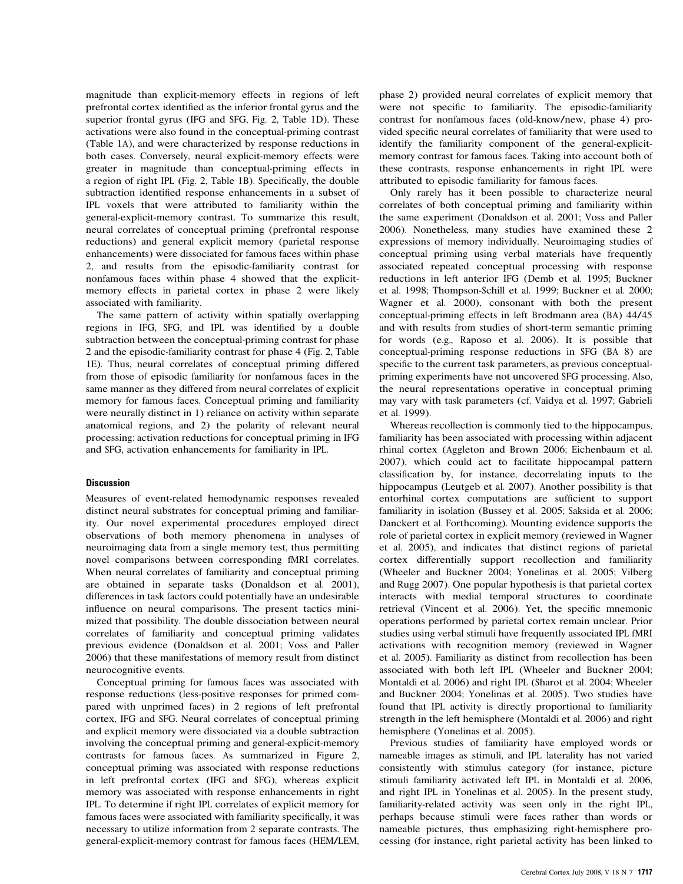magnitude than explicit-memory effects in regions of left prefrontal cortex identified as the inferior frontal gyrus and the superior frontal gyrus (IFG and SFG, Fig. 2, Table 1D). These activations were also found in the conceptual-priming contrast (Table 1A), and were characterized by response reductions in both cases. Conversely, neural explicit-memory effects were greater in magnitude than conceptual-priming effects in a region of right IPL (Fig. 2, Table 1B). Specifically, the double subtraction identified response enhancements in a subset of IPL voxels that were attributed to familiarity within the general-explicit-memory contrast. To summarize this result, neural correlates of conceptual priming (prefrontal response reductions) and general explicit memory (parietal response enhancements) were dissociated for famous faces within phase 2, and results from the episodic-familiarity contrast for nonfamous faces within phase 4 showed that the explicit-memory effects in parietal cortex in phase 2 were likely associated with familiarity.

The same pattern of activity within spatially overlapping regions in IFG, SFG, and IPL was identified by a double subtraction between the conceptual-priming contrast for phase 2 and the episodic-familiarity contrast for phase 4 (Fig. 2, Table 1E). Thus, neural correlates of conceptual priming differed from those of episodic familiarity for nonfamous faces in the same manner as they differed from neural correlates of explicit memory for famous faces. Conceptual priming and familiarity were neurally distinct in 1) reliance on activity within separate anatomical regions, and 2) the polarity of relevant neural processing: activation reductions for conceptual priming in IFG and SFG, activation enhancements for familiarity in IPL.

## Discussion

Measures of event-related hemodynamic responses revealed distinct neural substrates for conceptual priming and familiarity. Our novel experimental procedures employed direct observations of both memory phenomena in analyses of neuroimaging data from a single memory test, thus permitting novel comparisons between corresponding fMRI correlates. When neural correlates of familiarity and conceptual priming are obtained in separate tasks (Donaldson et al. 2001), differences in task factors could potentially have an undesirable influence on neural comparisons. The present tactics minimized that possibility. The double dissociation between neural correlates of familiarity and conceptual priming validates previous evidence (Donaldson et al. 2001; Voss and Paller 2006) that these manifestations of memory result from distinct neurocognitive events.

Conceptual priming for famous faces was associated with response reductions (less-positive responses for primed compared with unprimed faces) in 2 regions of left prefrontal cortex, IFG and SFG. Neural correlates of conceptual priming and explicit memory were dissociated via a double subtraction involving the conceptual priming and general-explicit-memory contrasts for famous faces. As summarized in Figure 2, conceptual priming was associated with response reductions in left prefrontal cortex (IFG and SFG), whereas explicit memory was associated with response enhancements in right IPL. To determine if right IPL correlates of explicit memory for famous faces were associated with familiarity specifically, it was necessary to utilize information from 2 separate contrasts. The general-explicit-memory contrast for famous faces (HEM/LEM, phase 2) provided neural correlates of explicit memory that were not specific to familiarity. The episodic-familiarity contrast for nonfamous faces (old-know/new, phase 4) provided specific neural correlates of familiarity that were used to identify the familiarity component of the general-explicit-memory contrast for famous faces. Taking into account both of these contrasts, response enhancements in right IPL were attributed to episodic familiarity for famous faces.

Only rarely has it been possible to characterize neural correlates of both conceptual priming and familiarity within the same experiment (Donaldson et al. 2001; Voss and Paller 2006). Nonetheless, many studies have examined these 2 expressions of memory individually. Neuroimaging studies of conceptual priming using verbal materials have frequently associated repeated conceptual processing with response reductions in left anterior IFG (Demb et al. 1995; Buckner et al. 1998; Thompson-Schill et al. 1999; Buckner et al. 2000; Wagner et al. 2000), consonant with both the present conceptual-priming effects in left Brodmann area (BA) 44/45 and with results from studies of short-term semantic priming for words (e.g., Raposo et al. 2006). It is possible that conceptual-priming response reductions in SFG (BA 8) are specific to the current task parameters, as previous conceptual-priming experiments have not uncovered SFG processing. Also, the neural representations operative in conceptual priming may vary with task parameters (cf. Vaidya et al. 1997; Gabrieli et al. 1999).

Whereas recollection is commonly tied to the hippocampus, familiarity has been associated with processing within adjacent rhinal cortex (Aggleton and Brown 2006; Eichenbaum et al. 2007), which could act to facilitate hippocampal pattern classification by, for instance, decorrelating inputs to the hippocampus (Leutgeb et al. 2007). Another possibility is that entorhinal cortex computations are sufficient to support familiarity in isolation (Bussey et al. 2005; Saksida et al. 2006; Danckert et al. Forthcoming). Mounting evidence supports the role of parietal cortex in explicit memory (reviewed in Wagner et al. 2005), and indicates that distinct regions of parietal cortex differentially support recollection and familiarity (Wheeler and Buckner 2004; Yonelinas et al. 2005; Vilberg and Rugg 2007). One popular hypothesis is that parietal cortex interacts with medial temporal structures to coordinate retrieval (Vincent et al. 2006). Yet, the specific mnemonic operations performed by parietal cortex remain unclear. Prior studies using verbal stimuli have frequently associated IPL fMRI activations with recognition memory (reviewed in Wagner et al. 2005). Familiarity as distinct from recollection has been associated with both left IPL (Wheeler and Buckner 2004; Montaldi et al. 2006) and right IPL (Sharot et al. 2004; Wheeler and Buckner 2004; Yonelinas et al. 2005). Two studies have found that IPL activity is directly proportional to familiarity strength in the left hemisphere (Montaldi et al. 2006) and right hemisphere (Yonelinas et al. 2005).

Previous studies of familiarity have employed words or nameable images as stimuli, and IPL laterality has not varied consistently with stimulus category (for instance, picture stimuli familiarity activated left IPL in Montaldi et al. 2006, and right IPL in Yonelinas et al. 2005). In the present study, familiarity-related activity was seen only in the right IPL, perhaps because stimuli were faces rather than words or nameable pictures, thus emphasizing right-hemisphere processing (for instance, right parietal activity has been linked to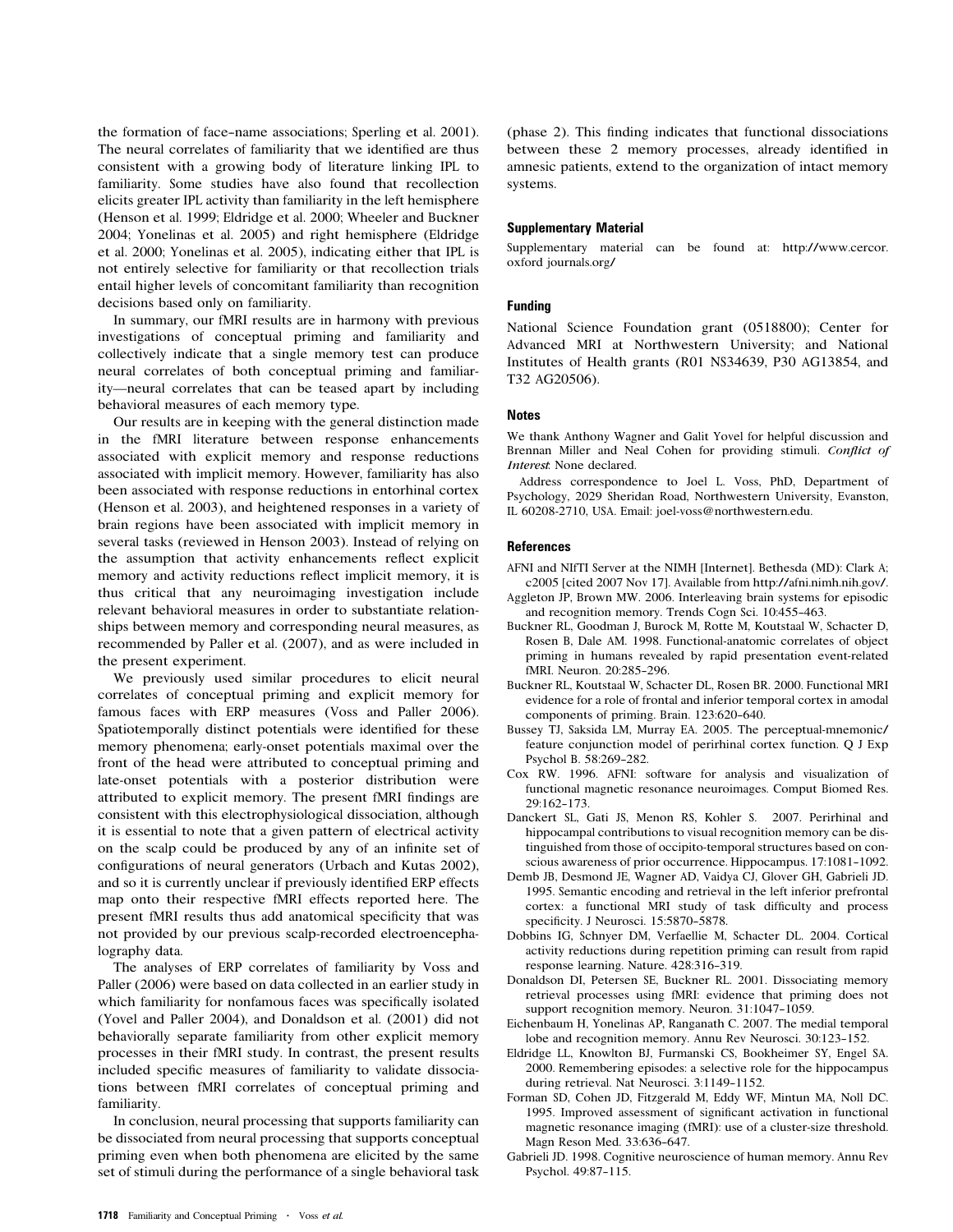the formation of face–name associations; Sperling et al. 2001). The neural correlates of familiarity that we identified are thus consistent with a growing body of literature linking IPL to familiarity. Some studies have also found that recollection elicits greater IPL activity than familiarity in the left hemisphere (Henson et al. 1999; Eldridge et al. 2000; Wheeler and Buckner 2004; Yonelinas et al. 2005) and right hemisphere (Eldridge et al. 2000; Yonelinas et al. 2005), indicating either that IPL is not entirely selective for familiarity or that recollection trials entail higher levels of concomitant familiarity than recognition decisions based only on familiarity.

In summary, our fMRI results are in harmony with previous investigations of conceptual priming and familiarity and collectively indicate that a single memory test can produce neural correlates of both conceptual priming and familiarity—neural correlates that can be teased apart by including behavioral measures of each memory type.

Our results are in keeping with the general distinction made in the fMRI literature between response enhancements associated with explicit memory and response reductions associated with implicit memory. However, familiarity has also been associated with response reductions in entorhinal cortex (Henson et al. 2003), and heightened responses in a variety of brain regions have been associated with implicit memory in several tasks (reviewed in Henson 2003). Instead of relying on the assumption that activity enhancements reflect explicit memory and activity reductions reflect implicit memory, it is thus critical that any neuroimaging investigation include relevant behavioral measures in order to substantiate relationships between memory and corresponding neural measures, as recommended by Paller et al. (2007), and as were included in the present experiment.

We previously used similar procedures to elicit neural correlates of conceptual priming and explicit memory for famous faces with ERP measures (Voss and Paller 2006). Spatiotemporally distinct potentials were identified for these memory phenomena; early-onset potentials maximal over the front of the head were attributed to conceptual priming and late-onset potentials with a posterior distribution were attributed to explicit memory. The present fMRI findings are consistent with this electrophysiological dissociation, although it is essential to note that a given pattern of electrical activity on the scalp could be produced by any of an infinite set of configurations of neural generators (Urbach and Kutas 2002), and so it is currently unclear if previously identified ERP effects map onto their respective fMRI effects reported here. The present fMRI results thus add anatomical specificity that was not provided by our previous scalp-recorded electroencephalography data.

The analyses of ERP correlates of familiarity by Voss and Paller (2006) were based on data collected in an earlier study in which familiarity for nonfamous faces was specifically isolated (Yovel and Paller 2004), and Donaldson et al. (2001) did not behaviorally separate familiarity from other explicit memory processes in their fMRI study. In contrast, the present results included specific measures of familiarity to validate dissociations between fMRI correlates of conceptual priming and familiarity.

In conclusion, neural processing that supports familiarity can be dissociated from neural processing that supports conceptual priming even when both phenomena are elicited by the same set of stimuli during the performance of a single behavioral task (phase 2). This finding indicates that functional dissociations between these 2 memory processes, already identified in amnesic patients, extend to the organization of intact memory systems.

## Supplementary Material

Supplementary material can be found at: http://www.cercor.oxford journals.org/

## Funding

National Science Foundation grant (0518800); Center for Advanced MRI at Northwestern University; and National Institutes of Health grants (R01 NS34639, P30 AG13854, and T32 AG20506).

## Notes

We thank Anthony Wagner and Galit Yovel for helpful discussion and Brennan Miller and Neal Cohen for providing stimuli. *Conflict of Interest*: None declared.

Address correspondence to Joel L. Voss, PhD, Department of Psychology, 2029 Sheridan Road, Northwestern University, Evanston, IL 60208-2710, USA. Email: joel-voss@northwestern.edu.

## References

AFNI and NIfTI Server at the NIMH [Internet]. Bethesda (MD): Clark A; c2005 [cited 2007 Nov 17]. Available from http://afni.nimh.nih.gov/.

Aggleton JP, Brown MW. 2006. Interleaving brain systems for episodic and recognition memory. Trends Cogn Sci. 10:455–463.

Buckner RL, Goodman J, Burock M, Rotte M, Koutstaal W, Schacter D, Rosen B, Dale AM. 1998. Functional-anatomic correlates of object priming in humans revealed by rapid presentation event-related fMRI. Neuron. 20:285–296.

Buckner RL, Koutstaal W, Schacter DL, Rosen BR. 2000. Functional MRI evidence for a role of frontal and inferior temporal cortex in amodal components of priming. Brain. 123:620–640.

Bussey TJ, Saksida LM, Murray EA. 2005. The perceptual-mnemonic/feature conjunction model of perirhinal cortex function. Q J Exp Psychol B. 58:269–282.

Cox RW. 1996. AFNI: software for analysis and visualization of functional magnetic resonance neuroimages. Comput Biomed Res. 29:162–173.

Danckert SL, Gati JS, Menon RS, Kohler S. 2007. Perirhinal and hippocampal contributions to visual recognition memory can be distinguished from those of occipito-temporal structures based on conscious awareness of prior occurrence. Hippocampus. 17:1081–1092.

Demb JB, Desmond JE, Wagner AD, Vaidya CJ, Glover GH, Gabrieli JD. 1995. Semantic encoding and retrieval in the left inferior prefrontal cortex: a functional MRI study of task difficulty and process specificity. J Neurosci. 15:5870–5878.

Dobbins IG, Schnyer DM, Verfaellie M, Schacter DL. 2004. Cortical activity reductions during repetition priming can result from rapid response learning. Nature. 428:316–319.

Donaldson DI, Petersen SE, Buckner RL. 2001. Dissociating memory retrieval processes using fMRI: evidence that priming does not support recognition memory. Neuron. 31:1047–1059.

Eichenbaum H, Yonelinas AP, Ranganath C. 2007. The medial temporal lobe and recognition memory. Annu Rev Neurosci. 30:123–152.

Eldridge LL, Knowlton BJ, Furmanski CS, Bookheimer SY, Engel SA. 2000. Remembering episodes: a selective role for the hippocampus during retrieval. Nat Neurosci. 3:1149–1152.

Forman SD, Cohen JD, Fitzgerald M, Eddy WF, Mintun MA, Noll DC. 1995. Improved assessment of significant activation in functional magnetic resonance imaging (fMRI): use of a cluster-size threshold. Magn Reson Med. 33:636–647.

Gabrieli JD. 1998. Cognitive neuroscience of human memory. Annu Rev Psychol. 49:87–115.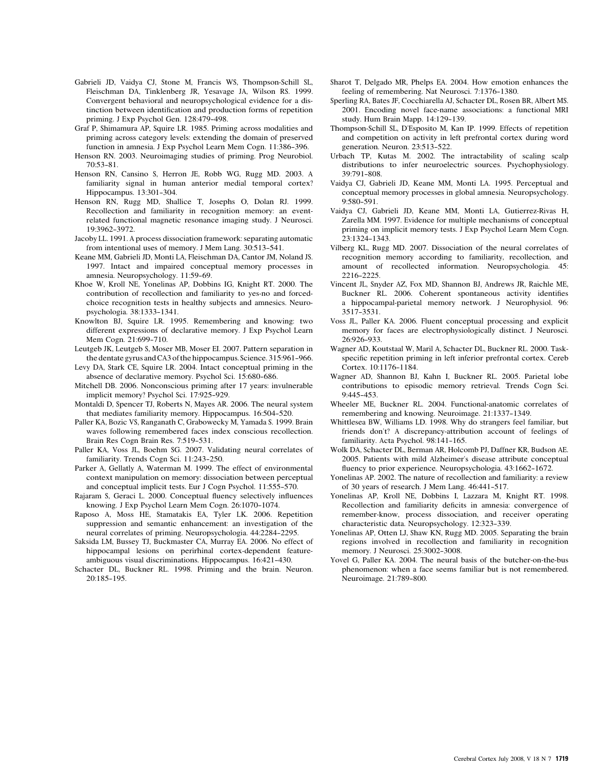Gabrieli JD, Vaidya CJ, Stone M, Francis WS, Thompson-Schill SL, Fleischman DA, Tinklenberg JR, Yesavage JA, Wilson RS. 1999. Convergent behavioral and neuropsychological evidence for a distinction between identification and production forms of repetition priming. J Exp Psychol Gen. 128:479–498.

Graf P, Shimamura AP, Squire LR. 1985. Priming across modalities and priming across category levels: extending the domain of preserved function in amnesia. J Exp Psychol Learn Mem Cogn. 11:386–396.

Henson RN. 2003. Neuroimaging studies of priming. Prog Neurobiol. 70:53–81.

Henson RN, Cansino S, Herron JE, Robb WG, Rugg MD. 2003. A familiarity signal in human anterior medial temporal cortex? Hippocampus. 13:301–304.

Henson RN, Rugg MD, Shallice T, Josephs O, Dolan RJ. 1999. Recollection and familiarity in recognition memory: an event-related functional magnetic resonance imaging study. J Neurosci. 19:3962–3972.

Jacoby LL. 1991. A process dissociation framework: separating automatic from intentional uses of memory. J Mem Lang. 30:513–541.

Keane MM, Gabrieli JD, Monti LA, Fleischman DA, Cantor JM, Noland JS. 1997. Intact and impaired conceptual memory processes in amnesia. Neuropsychology. 11:59–69.

Khoe W, Kroll NE, Yonelinas AP, Dobbins IG, Knight RT. 2000. The contribution of recollection and familiarity to yes-no and forced-choice recognition tests in healthy subjects and amnesics. Neuropsychologia. 38:1333–1341.

Knowlton BJ, Squire LR. 1995. Remembering and knowing: two different expressions of declarative memory. J Exp Psychol Learn Mem Cogn. 21:699–710.

Leutgeb JK, Leutgeb S, Moser MB, Moser EI. 2007. Pattern separation in the dentate gyrus and CA3 of the hippocampus. Science. 315:961–966.

Levy DA, Stark CE, Squire LR. 2004. Intact conceptual priming in the absence of declarative memory. Psychol Sci. 15:680–686.

Mitchell DB. 2006. Nonconscious priming after 17 years: invulnerable implicit memory? Psychol Sci. 17:925–929.

Montaldi D, Spencer TJ, Roberts N, Mayes AR. 2006. The neural system that mediates familiarity memory. Hippocampus. 16:504–520.

Paller KA, Bozic VS, Ranganath C, Grabowecky M, Yamada S. 1999. Brain waves following remembered faces index conscious recollection. Brain Res Cogn Brain Res. 7:519–531.

Paller KA, Voss JL, Boehm SG. 2007. Validating neural correlates of familiarity. Trends Cogn Sci. 11:243–250.

Parker A, Gellatly A, Waterman M. 1999. The effect of environmental context manipulation on memory: dissociation between perceptual and conceptual implicit tests. Eur J Cogn Psychol. 11:555–570.

Rajaram S, Geraci L. 2000. Conceptual fluency selectively influences knowing. J Exp Psychol Learn Mem Cogn. 26:1070–1074.

Raposo A, Moss HE, Stamatakis EA, Tyler LK. 2006. Repetition suppression and semantic enhancement: an investigation of the neural correlates of priming. Neuropsychologia. 44:2284–2295.

Saksida LM, Bussey TJ, Buckmaster CA, Murray EA. 2006. No effect of hippocampal lesions on perirhinal cortex-dependent feature-ambiguous visual discriminations. Hippocampus. 16:421–430.

Schacter DL, Buckner RL. 1998. Priming and the brain. Neuron. 20:185–195.

Sharot T, Delgado MR, Phelps EA. 2004. How emotion enhances the feeling of remembering. Nat Neurosci. 7:1376–1380.

Sperling RA, Bates JF, Cocchiarella AJ, Schacter DL, Rosen BR, Albert MS. 2001. Encoding novel face-name associations: a functional MRI study. Hum Brain Mapp. 14:129–139.

Thompson-Schill SL, D'Esposito M, Kan IP. 1999. Effects of repetition and competition on activity in left prefrontal cortex during word generation. Neuron. 23:513–522.

Urbach TP, Kutas M. 2002. The intractability of scaling scalp distributions to infer neuroelectric sources. Psychophysiology. 39:791–808.

Vaidya CJ, Gabrieli JD, Keane MM, Monti LA. 1995. Perceptual and conceptual memory processes in global amnesia. Neuropsychology. 9:580–591.

Vaidya CJ, Gabrieli JD, Keane MM, Monti LA, Gutierrez-Rivas H, Zarella MM. 1997. Evidence for multiple mechanisms of conceptual priming on implicit memory tests. J Exp Psychol Learn Mem Cogn. 23:1324–1343.

Vilberg KL, Rugg MD. 2007. Dissociation of the neural correlates of recognition memory according to familiarity, recollection, and amount of recollected information. Neuropsychologia. 45: 2216–2225.

Vincent JL, Snyder AZ, Fox MD, Shannon BJ, Andrews JR, Raichle ME, Buckner RL. 2006. Coherent spontaneous activity identifies a hippocampal-parietal memory network. J Neurophysiol. 96: 3517–3531.

Voss JL, Paller KA. 2006. Fluent conceptual processing and explicit memory for faces are electrophysiologically distinct. J Neurosci. 26:926–933.

Wagner AD, Koutstaal W, Maril A, Schacter DL, Buckner RL. 2000. Task-specific repetition priming in left inferior prefrontal cortex. Cereb Cortex. 10:1176–1184.

Wagner AD, Shannon BJ, Kahn I, Buckner RL. 2005. Parietal lobe contributions to episodic memory retrieval. Trends Cogn Sci. 9:445–453.

Wheeler ME, Buckner RL. 2004. Functional-anatomic correlates of remembering and knowing. Neuroimage. 21:1337–1349.

Whittlesea BW, Williams LD. 1998. Why do strangers feel familiar, but friends don't? A discrepancy-attribution account of feelings of familiarity. Acta Psychol. 98:141–165.

Wolk DA, Schacter DL, Berman AR, Holcomb PJ, Daffner KR, Budson AE. 2005. Patients with mild Alzheimer's disease attribute conceptual fluency to prior experience. Neuropsychologia. 43:1662–1672.

Yonelinas AP. 2002. The nature of recollection and familiarity: a review of 30 years of research. J Mem Lang. 46:441–517.

Yonelinas AP, Kroll NE, Dobbins I, Lazzara M, Knight RT. 1998. Recollection and familiarity deficits in amnesia: convergence of remember-know, process dissociation, and receiver operating characteristic data. Neuropsychology. 12:323–339.

Yonelinas AP, Otten LJ, Shaw KN, Rugg MD. 2005. Separating the brain regions involved in recollection and familiarity in recognition memory. J Neurosci. 25:3002–3008.

Yovel G, Paller KA. 2004. The neural basis of the butcher-on-the-bus phenomenon: when a face seems familiar but is not remembered. Neuroimage. 21:789–800.